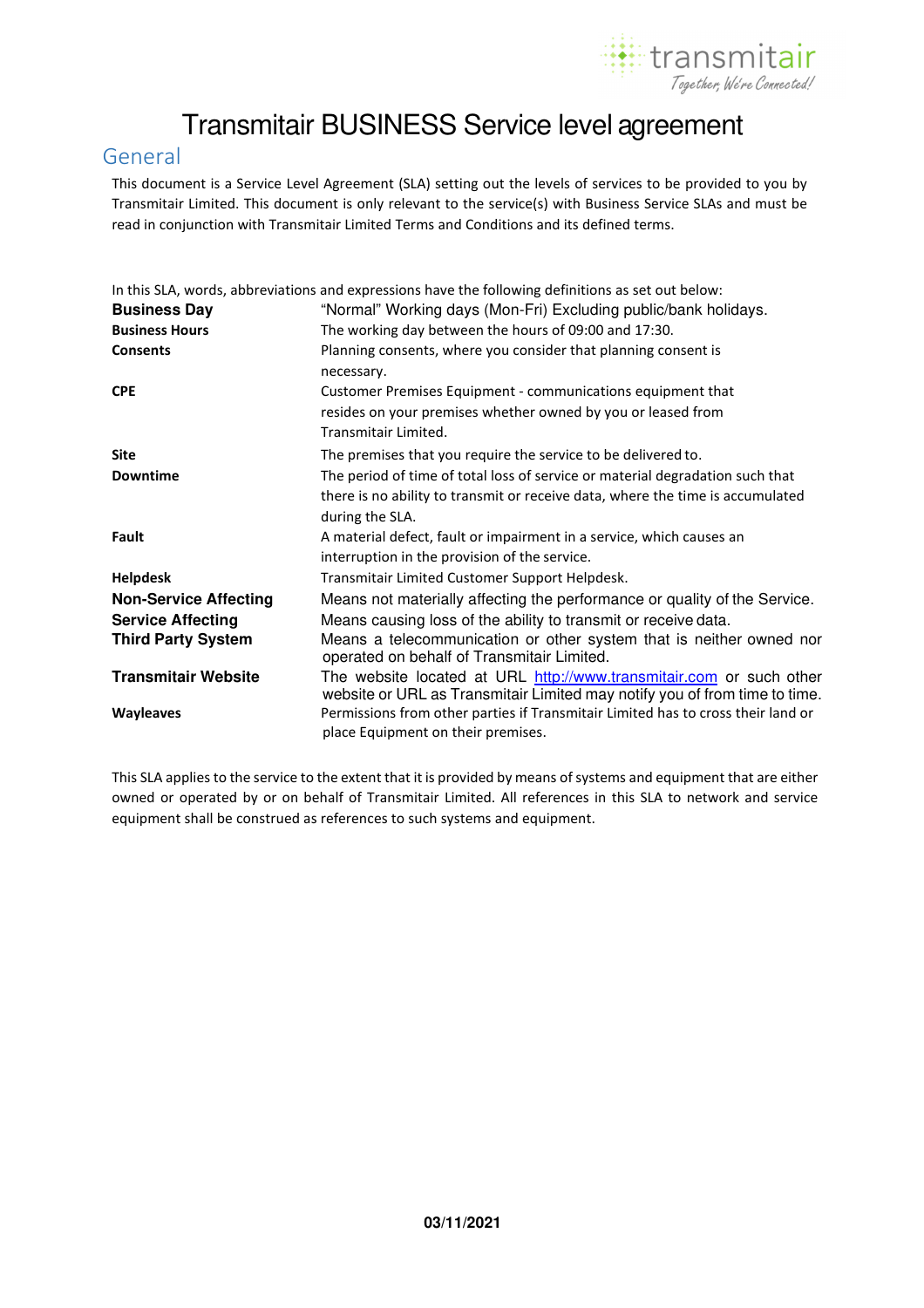# Transmitair BUSINESS Service level agreement

## General

This document is a Service Level Agreement (SLA) setting out the levels of services to be provided to you by Transmitair Limited. This document is only relevant to the service(s) with Business Service SLAs and must be read in conjunction with Transmitair Limited Terms and Conditions and its defined terms.

In this SLA, words, abbreviations and expressions have the following definitions as set out below:

| | |
|---|---|
| **Business Day** | "Normal" Working days (Mon-Fri) Excluding public/bank holidays. |
| **Business Hours** | The working day between the hours of 09:00 and 17:30. |
| **Consents** | Planning consents, where you consider that planning consent is necessary. |
| **CPE** | Customer Premises Equipment - communications equipment that resides on your premises whether owned by you or leased from Transmitair Limited. |
| **Site** | The premises that you require the service to be delivered to. |
| **Downtime** | The period of time of total loss of service or material degradation such that there is no ability to transmit or receive data, where the time is accumulated during the SLA. |
| **Fault** | A material defect, fault or impairment in a service, which causes an interruption in the provision of the service. |
| **Helpdesk** | Transmitair Limited Customer Support Helpdesk. |
| **Non-Service Affecting** | Means not materially affecting the performance or quality of the Service. |
| **Service Affecting** | Means causing loss of the ability to transmit or receive data. |
| **Third Party System** | Means a telecommunication or other system that is neither owned nor operated on behalf of Transmitair Limited. |
| **Transmitair Website** | The website located at URL http://www.transmitair.com or such other website or URL as Transmitair Limited may notify you of from time to time. |
| **Wayleaves** | Permissions from other parties if Transmitair Limited has to cross their land or place Equipment on their premises. |

This SLA applies to the service to the extent that it is provided by means of systems and equipment that are either owned or operated by or on behalf of Transmitair Limited. All references in this SLA to network and service equipment shall be construed as references to such systems and equipment.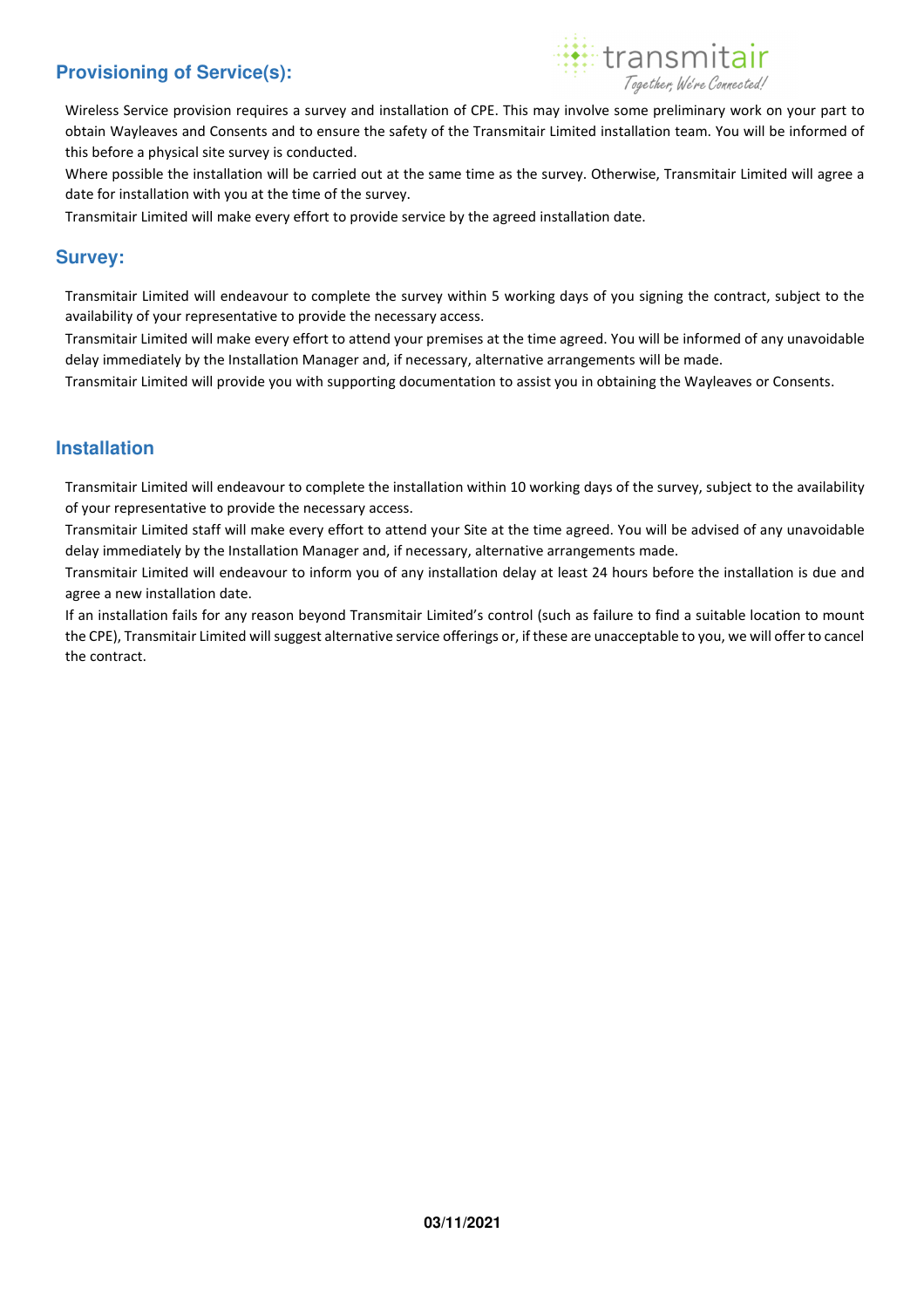## Provisioning of Service(s):

Wireless Service provision requires a survey and installation of CPE. This may involve some preliminary work on your part to obtain Wayleaves and Consents and to ensure the safety of the Transmitair Limited installation team. You will be informed of this before a physical site survey is conducted.

Where possible the installation will be carried out at the same time as the survey. Otherwise, Transmitair Limited will agree a date for installation with you at the time of the survey.

Transmitair Limited will make every effort to provide service by the agreed installation date.

## Survey:

Transmitair Limited will endeavour to complete the survey within 5 working days of you signing the contract, subject to the availability of your representative to provide the necessary access.

Transmitair Limited will make every effort to attend your premises at the time agreed. You will be informed of any unavoidable delay immediately by the Installation Manager and, if necessary, alternative arrangements will be made.

Transmitair Limited will provide you with supporting documentation to assist you in obtaining the Wayleaves or Consents.

## Installation

Transmitair Limited will endeavour to complete the installation within 10 working days of the survey, subject to the availability of your representative to provide the necessary access.

Transmitair Limited staff will make every effort to attend your Site at the time agreed. You will be advised of any unavoidable delay immediately by the Installation Manager and, if necessary, alternative arrangements made.

Transmitair Limited will endeavour to inform you of any installation delay at least 24 hours before the installation is due and agree a new installation date.

If an installation fails for any reason beyond Transmitair Limited's control (such as failure to find a suitable location to mount the CPE), Transmitair Limited will suggest alternative service offerings or, if these are unacceptable to you, we will offer to cancel the contract.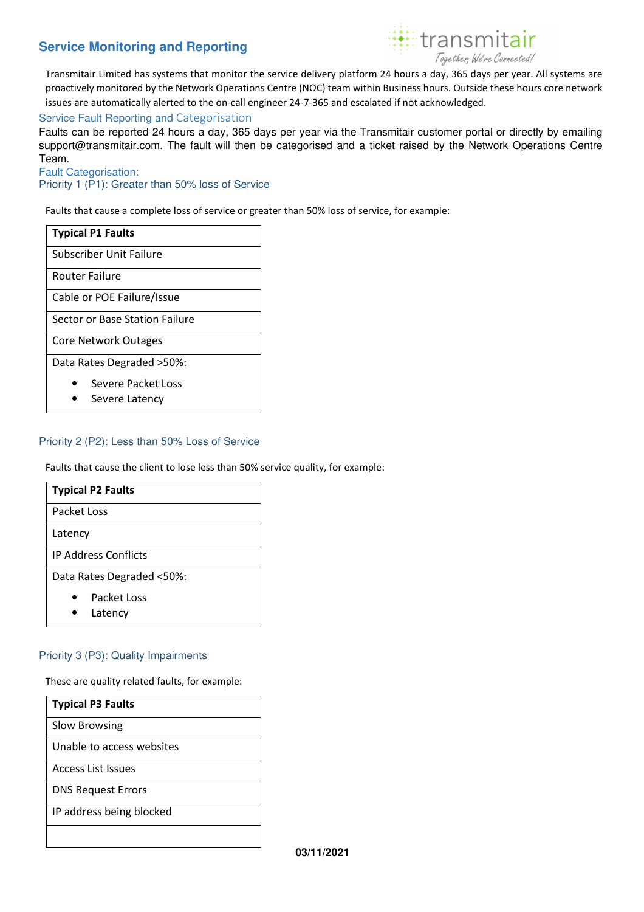## Service Monitoring and Reporting

Transmitair Limited has systems that monitor the service delivery platform 24 hours a day, 365 days per year. All systems are proactively monitored by the Network Operations Centre (NOC) team within Business hours. Outside these hours core network issues are automatically alerted to the on-call engineer 24-7-365 and escalated if not acknowledged.

### Service Fault Reporting and Categorisation

Faults can be reported 24 hours a day, 365 days per year via the Transmitair customer portal or directly by emailing support@transmitair.com. The fault will then be categorised and a ticket raised by the Network Operations Centre Team.

### Fault Categorisation:

#### Priority 1 (P1): Greater than 50% loss of Service

Faults that cause a complete loss of service or greater than 50% loss of service, for example:

| **Typical P1 Faults** |
|---|
| Subscriber Unit Failure |
| Router Failure |
| Cable or POE Failure/Issue |
| Sector or Base Station Failure |
| Core Network Outages |
| Data Rates Degraded >50%: <br>• Severe Packet Loss <br>• Severe Latency |

#### Priority 2 (P2): Less than 50% Loss of Service

Faults that cause the client to lose less than 50% service quality, for example:

| **Typical P2 Faults** |
|---|
| Packet Loss |
| Latency |
| IP Address Conflicts |
| Data Rates Degraded <50%: <br>• Packet Loss <br>• Latency |

#### Priority 3 (P3): Quality Impairments

These are quality related faults, for example:

| **Typical P3 Faults** |
|---|
| Slow Browsing |
| Unable to access websites |
| Access List Issues |
| DNS Request Errors |
| IP address being blocked |
| |

**03/11/2021**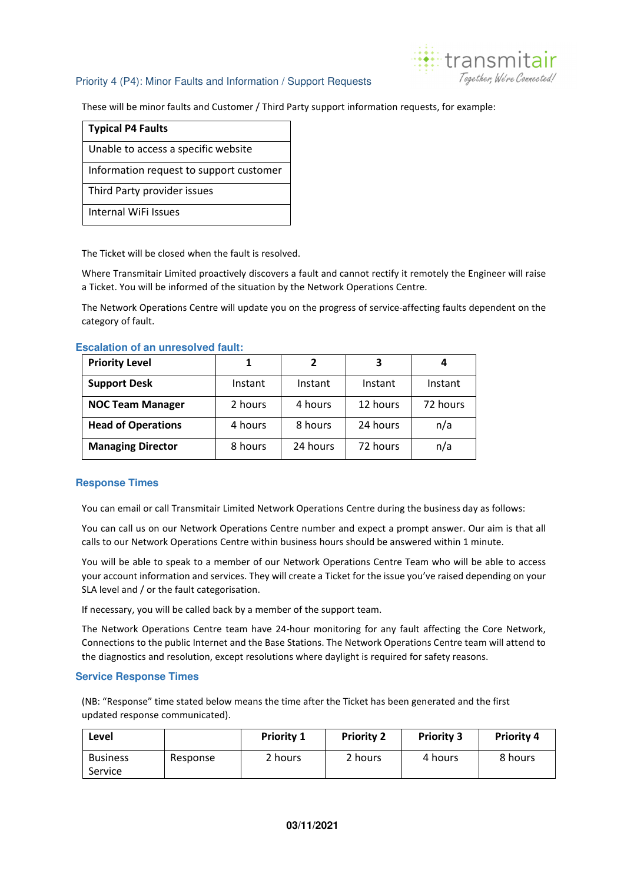## Priority 4 (P4): Minor Faults and Information / Support Requests

These will be minor faults and Customer / Third Party support information requests, for example:

| Typical P4 Faults |
| --- |
| Unable to access a specific website |
| Information request to support customer |
| Third Party provider issues |
| Internal WiFi Issues |

The Ticket will be closed when the fault is resolved.

Where Transmitair Limited proactively discovers a fault and cannot rectify it remotely the Engineer will raise a Ticket. You will be informed of the situation by the Network Operations Centre.

The Network Operations Centre will update you on the progress of service-affecting faults dependent on the category of fault.

### Escalation of an unresolved fault:

| Priority Level | 1 | 2 | 3 | 4 |
| --- | --- | --- | --- | --- |
| **Support Desk** | Instant | Instant | Instant | Instant |
| **NOC Team Manager** | 2 hours | 4 hours | 12 hours | 72 hours |
| **Head of Operations** | 4 hours | 8 hours | 24 hours | n/a |
| **Managing Director** | 8 hours | 24 hours | 72 hours | n/a |

### Response Times

You can email or call Transmitair Limited Network Operations Centre during the business day as follows:

You can call us on our Network Operations Centre number and expect a prompt answer. Our aim is that all calls to our Network Operations Centre within business hours should be answered within 1 minute.

You will be able to speak to a member of our Network Operations Centre Team who will be able to access your account information and services. They will create a Ticket for the issue you've raised depending on your SLA level and / or the fault categorisation.

If necessary, you will be called back by a member of the support team.

The Network Operations Centre team have 24-hour monitoring for any fault affecting the Core Network, Connections to the public Internet and the Base Stations. The Network Operations Centre team will attend to the diagnostics and resolution, except resolutions where daylight is required for safety reasons.

### Service Response Times

(NB: "Response" time stated below means the time after the Ticket has been generated and the first updated response communicated).

| Level | | Priority 1 | Priority 2 | Priority 3 | Priority 4 |
| --- | --- | --- | --- | --- | --- |
| Business Service | Response | 2 hours | 2 hours | 4 hours | 8 hours |

03/11/2021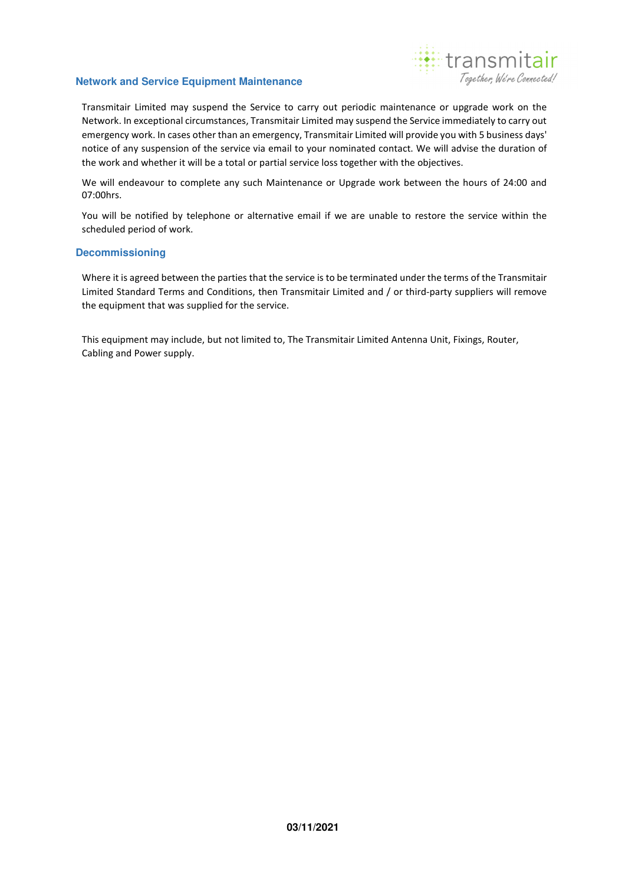## Network and Service Equipment Maintenance

Transmitair Limited may suspend the Service to carry out periodic maintenance or upgrade work on the Network. In exceptional circumstances, Transmitair Limited may suspend the Service immediately to carry out emergency work. In cases other than an emergency, Transmitair Limited will provide you with 5 business days' notice of any suspension of the service via email to your nominated contact. We will advise the duration of the work and whether it will be a total or partial service loss together with the objectives.

We will endeavour to complete any such Maintenance or Upgrade work between the hours of 24:00 and 07:00hrs.

You will be notified by telephone or alternative email if we are unable to restore the service within the scheduled period of work.

## Decommissioning

Where it is agreed between the parties that the service is to be terminated under the terms of the Transmitair Limited Standard Terms and Conditions, then Transmitair Limited and / or third-party suppliers will remove the equipment that was supplied for the service.

This equipment may include, but not limited to, The Transmitair Limited Antenna Unit, Fixings, Router, Cabling and Power supply.